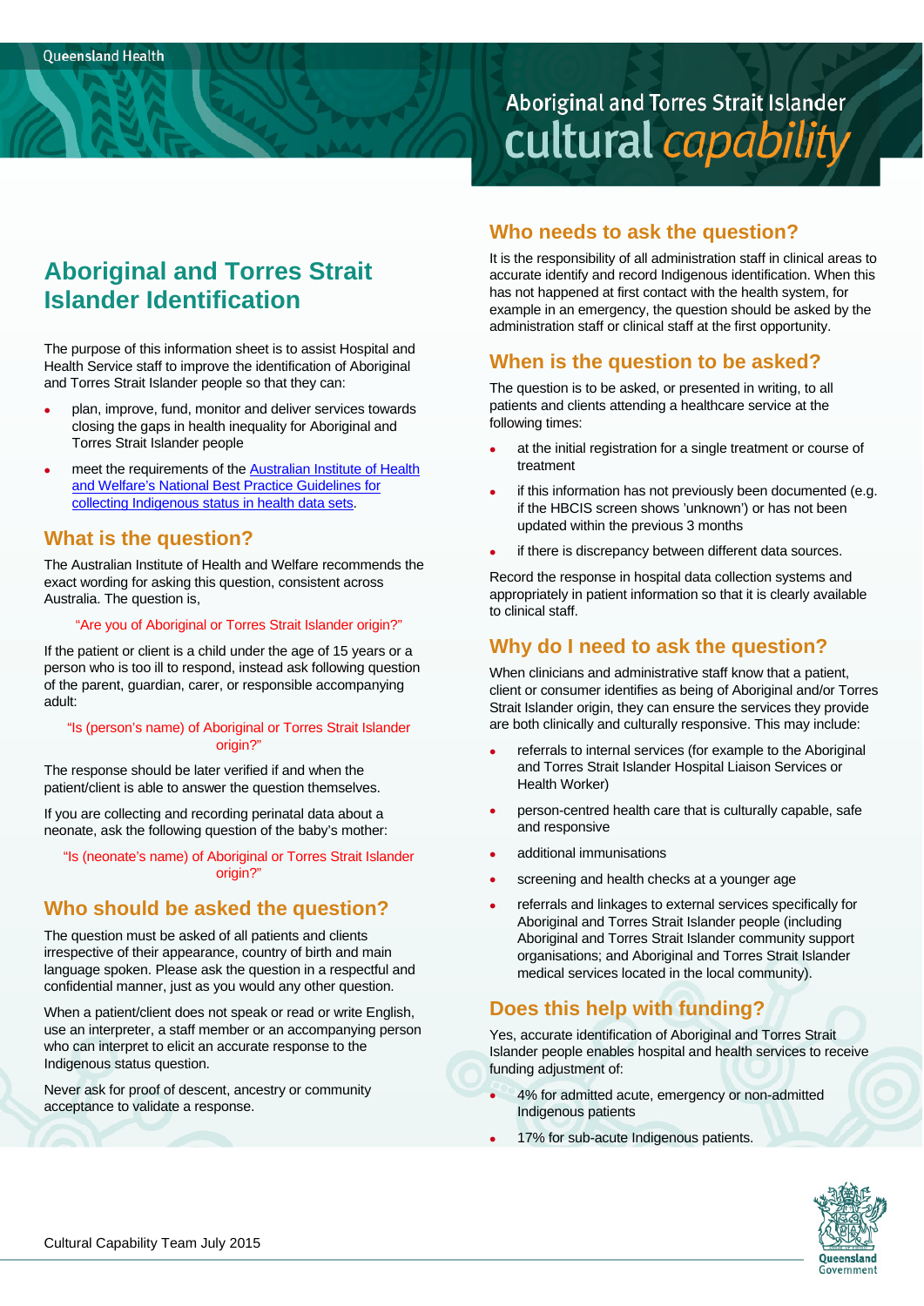Queensland Health

Aboriginal and Torres Strait Islander cultural *capability*

# Aboriginal and Torres Strait Islander Identification

The purpose of this information sheet is to assist Hospital and Health Service staff to improve the identification of Aboriginal and Torres Strait Islander people so that they can:

- plan, improve, fund, monitor and deliver services towards closing the gaps in health inequality for Aboriginal and Torres Strait Islander people
- meet the requirements of the Australian Institute of Health and Welfare's National Best Practice Guidelines for collecting Indigenous status in health data sets.

## What is the question?

The Australian Institute of Health and Welfare recommends the exact wording for asking this question, consistent across Australia. The question is,

"Are you of Aboriginal or Torres Strait Islander origin?"

If the patient or client is a child under the age of 15 years or a person who is too ill to respond, instead ask following question of the parent, guardian, carer, or responsible accompanying adult:

"Is (person's name) of Aboriginal or Torres Strait Islander origin?"

The response should be later verified if and when the patient/client is able to answer the question themselves.

If you are collecting and recording perinatal data about a neonate, ask the following question of the baby's mother:

"Is (neonate's name) of Aboriginal or Torres Strait Islander origin?"

## Who should be asked the question?

The question must be asked of all patients and clients irrespective of their appearance, country of birth and main language spoken. Please ask the question in a respectful and confidential manner, just as you would any other question.

When a patient/client does not speak or read or write English, use an interpreter, a staff member or an accompanying person who can interpret to elicit an accurate response to the Indigenous status question.

Never ask for proof of descent, ancestry or community acceptance to validate a response.

## Who needs to ask the question?

It is the responsibility of all administration staff in clinical areas to accurate identify and record Indigenous identification. When this has not happened at first contact with the health system, for example in an emergency, the question should be asked by the administration staff or clinical staff at the first opportunity.

## When is the question to be asked?

The question is to be asked, or presented in writing, to all patients and clients attending a healthcare service at the following times:

- at the initial registration for a single treatment or course of treatment
- if this information has not previously been documented (e.g. if the HBCIS screen shows 'unknown') or has not been updated within the previous 3 months
- if there is discrepancy between different data sources.

Record the response in hospital data collection systems and appropriately in patient information so that it is clearly available to clinical staff.

## Why do I need to ask the question?

When clinicians and administrative staff know that a patient, client or consumer identifies as being of Aboriginal and/or Torres Strait Islander origin, they can ensure the services they provide are both clinically and culturally responsive. This may include:

- referrals to internal services (for example to the Aboriginal and Torres Strait Islander Hospital Liaison Services or Health Worker)
- person-centred health care that is culturally capable, safe and responsive
- additional immunisations
- screening and health checks at a younger age
- referrals and linkages to external services specifically for Aboriginal and Torres Strait Islander people (including Aboriginal and Torres Strait Islander community support organisations; and Aboriginal and Torres Strait Islander medical services located in the local community).

## Does this help with funding?

Yes, accurate identification of Aboriginal and Torres Strait Islander people enables hospital and health services to receive funding adjustment of:

- 4% for admitted acute, emergency or non-admitted Indigenous patients
- 17% for sub-acute Indigenous patients.

Cultural Capability Team July 2015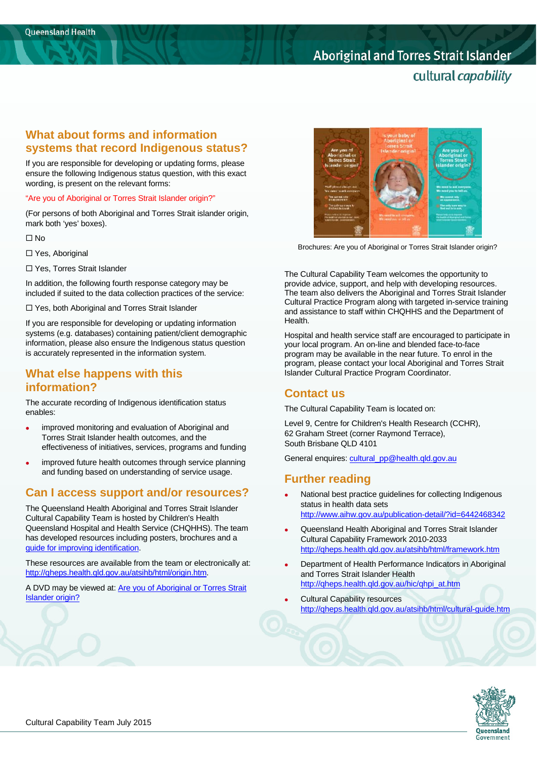## What about forms and information systems that record Indigenous status?

If you are responsible for developing or updating forms, please ensure the following Indigenous status question, with this exact wording, is present on the relevant forms:

"Are you of Aboriginal or Torres Strait Islander origin?"

(For persons of both Aboriginal and Torres Strait islander origin, mark both 'yes' boxes).

☐ No

☐ Yes, Aboriginal

☐ Yes, Torres Strait Islander

In addition, the following fourth response category may be included if suited to the data collection practices of the service:

☐ Yes, both Aboriginal and Torres Strait Islander

If you are responsible for developing or updating information systems (e.g. databases) containing patient/client demographic information, please also ensure the Indigenous status question is accurately represented in the information system.

## What else happens with this information?

The accurate recording of Indigenous identification status enables:

- improved monitoring and evaluation of Aboriginal and Torres Strait Islander health outcomes, and the effectiveness of initiatives, services, programs and funding
- improved future health outcomes through service planning and funding based on understanding of service usage.

## Can I access support and/or resources?

The Queensland Health Aboriginal and Torres Strait Islander Cultural Capability Team is hosted by Children's Health Queensland Hospital and Health Service (CHQHHS). The team has developed resources including posters, brochures and a guide for improving identification.

These resources are available from the team or electronically at: http://qheps.health.qld.gov.au/atsihb/html/origin.htm.

A DVD may be viewed at: Are you of Aboriginal or Torres Strait Islander origin?

Brochures: Are you of Aboriginal or Torres Strait Islander origin?

The Cultural Capability Team welcomes the opportunity to provide advice, support, and help with developing resources. The team also delivers the Aboriginal and Torres Strait Islander Cultural Practice Program along with targeted in-service training and assistance to staff within CHQHHS and the Department of Health.

Hospital and health service staff are encouraged to participate in your local program. An on-line and blended face-to-face program may be available in the near future. To enrol in the program, please contact your local Aboriginal and Torres Strait Islander Cultural Practice Program Coordinator.

## Contact us

The Cultural Capability Team is located on:

Level 9, Centre for Children's Health Research (CCHR),
62 Graham Street (corner Raymond Terrace),
South Brisbane QLD 4101

General enquiries: cultural_pp@health.qld.gov.au

## Further reading

- National best practice guidelines for collecting Indigenous status in health data sets
  http://www.aihw.gov.au/publication-detail/?id=6442468342
- Queensland Health Aboriginal and Torres Strait Islander Cultural Capability Framework 2010-2033
  http://qheps.health.qld.gov.au/atsihb/html/framework.htm
- Department of Health Performance Indicators in Aboriginal and Torres Strait Islander Health
  http://qheps.health.qld.gov.au/hic/qhpi_at.htm
- Cultural Capability resources
  http://qheps.health.qld.gov.au/atsihb/html/cultural-guide.htm

Cultural Capability Team July 2015